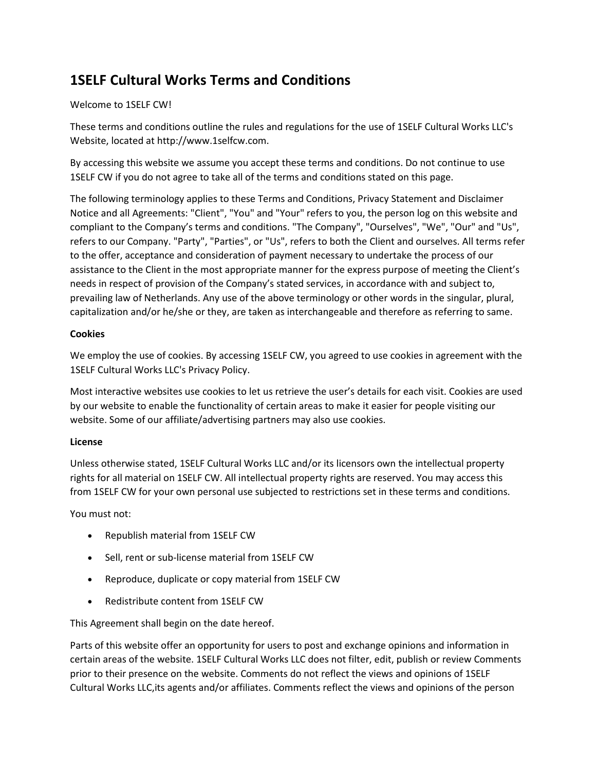# 1SELF Cultural Works Terms and Conditions

Welcome to 1SELF CW!

These terms and conditions outline the rules and regulations for the use of 1SELF Cultural Works LLC's Website, located at http://www.1selfcw.com.

By accessing this website we assume you accept these terms and conditions. Do not continue to use 1SELF CW if you do not agree to take all of the terms and conditions stated on this page.

The following terminology applies to these Terms and Conditions, Privacy Statement and Disclaimer Notice and all Agreements: "Client", "You" and "Your" refers to you, the person log on this website and compliant to the Company's terms and conditions. "The Company", "Ourselves", "We", "Our" and "Us", refers to our Company. "Party", "Parties", or "Us", refers to both the Client and ourselves. All terms refer to the offer, acceptance and consideration of payment necessary to undertake the process of our assistance to the Client in the most appropriate manner for the express purpose of meeting the Client's needs in respect of provision of the Company's stated services, in accordance with and subject to, prevailing law of Netherlands. Any use of the above terminology or other words in the singular, plural, capitalization and/or he/she or they, are taken as interchangeable and therefore as referring to same.

**Cookies**

We employ the use of cookies. By accessing 1SELF CW, you agreed to use cookies in agreement with the 1SELF Cultural Works LLC's Privacy Policy.

Most interactive websites use cookies to let us retrieve the user's details for each visit. Cookies are used by our website to enable the functionality of certain areas to make it easier for people visiting our website. Some of our affiliate/advertising partners may also use cookies.

**License**

Unless otherwise stated, 1SELF Cultural Works LLC and/or its licensors own the intellectual property rights for all material on 1SELF CW. All intellectual property rights are reserved. You may access this from 1SELF CW for your own personal use subjected to restrictions set in these terms and conditions.

You must not:

- Republish material from 1SELF CW
- Sell, rent or sub-license material from 1SELF CW
- Reproduce, duplicate or copy material from 1SELF CW
- Redistribute content from 1SELF CW

This Agreement shall begin on the date hereof.

Parts of this website offer an opportunity for users to post and exchange opinions and information in certain areas of the website. 1SELF Cultural Works LLC does not filter, edit, publish or review Comments prior to their presence on the website. Comments do not reflect the views and opinions of 1SELF Cultural Works LLC,its agents and/or affiliates. Comments reflect the views and opinions of the person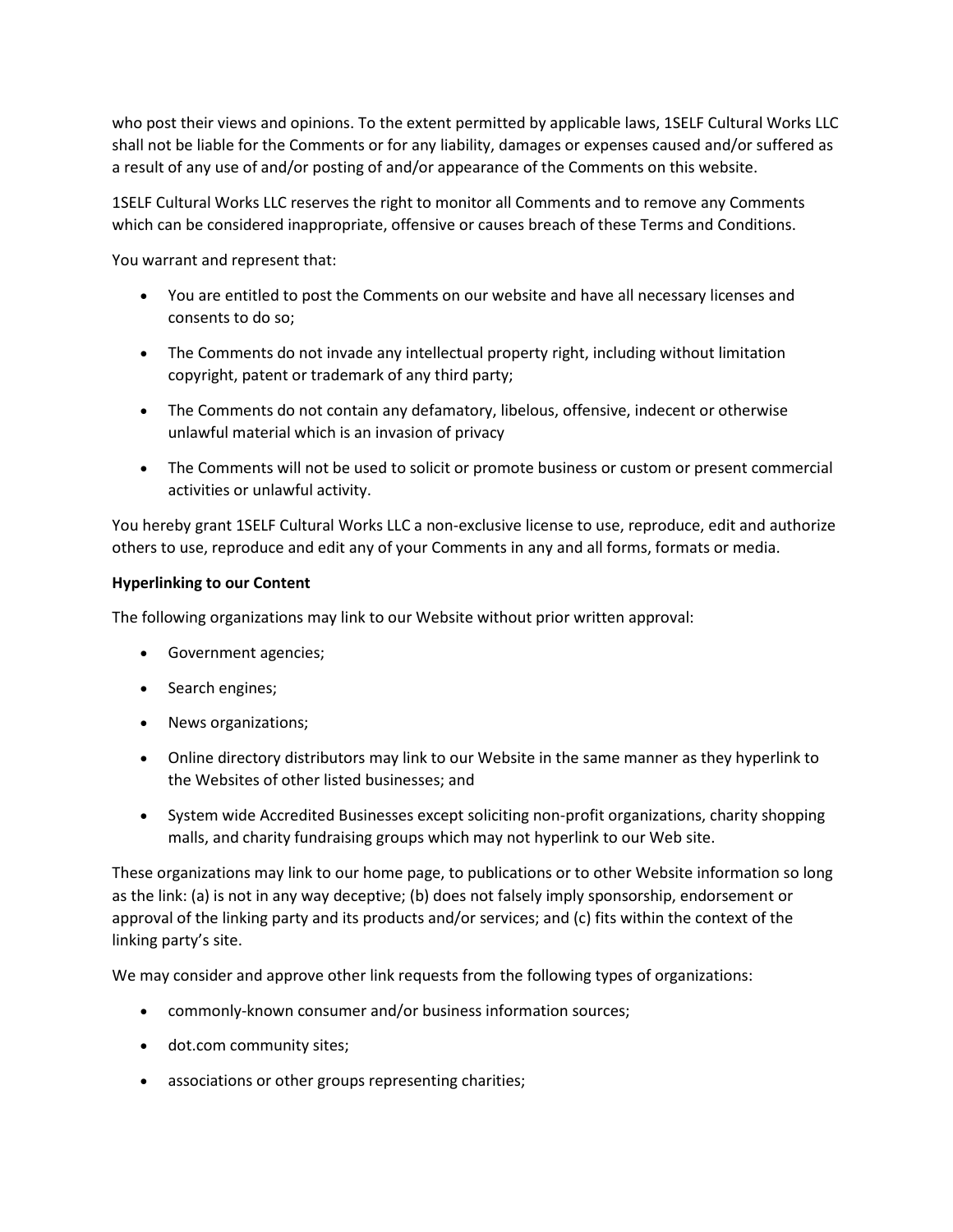who post their views and opinions. To the extent permitted by applicable laws, 1SELF Cultural Works LLC shall not be liable for the Comments or for any liability, damages or expenses caused and/or suffered as a result of any use of and/or posting of and/or appearance of the Comments on this website.

1SELF Cultural Works LLC reserves the right to monitor all Comments and to remove any Comments which can be considered inappropriate, offensive or causes breach of these Terms and Conditions.

You warrant and represent that:

- You are entitled to post the Comments on our website and have all necessary licenses and consents to do so;
- The Comments do not invade any intellectual property right, including without limitation copyright, patent or trademark of any third party;
- The Comments do not contain any defamatory, libelous, offensive, indecent or otherwise unlawful material which is an invasion of privacy
- The Comments will not be used to solicit or promote business or custom or present commercial activities or unlawful activity.

You hereby grant 1SELF Cultural Works LLC a non-exclusive license to use, reproduce, edit and authorize others to use, reproduce and edit any of your Comments in any and all forms, formats or media.

**Hyperlinking to our Content**

The following organizations may link to our Website without prior written approval:

- Government agencies;
- Search engines;
- News organizations;
- Online directory distributors may link to our Website in the same manner as they hyperlink to the Websites of other listed businesses; and
- System wide Accredited Businesses except soliciting non-profit organizations, charity shopping malls, and charity fundraising groups which may not hyperlink to our Web site.

These organizations may link to our home page, to publications or to other Website information so long as the link: (a) is not in any way deceptive; (b) does not falsely imply sponsorship, endorsement or approval of the linking party and its products and/or services; and (c) fits within the context of the linking party's site.

We may consider and approve other link requests from the following types of organizations:

- commonly-known consumer and/or business information sources;
- dot.com community sites;
- associations or other groups representing charities;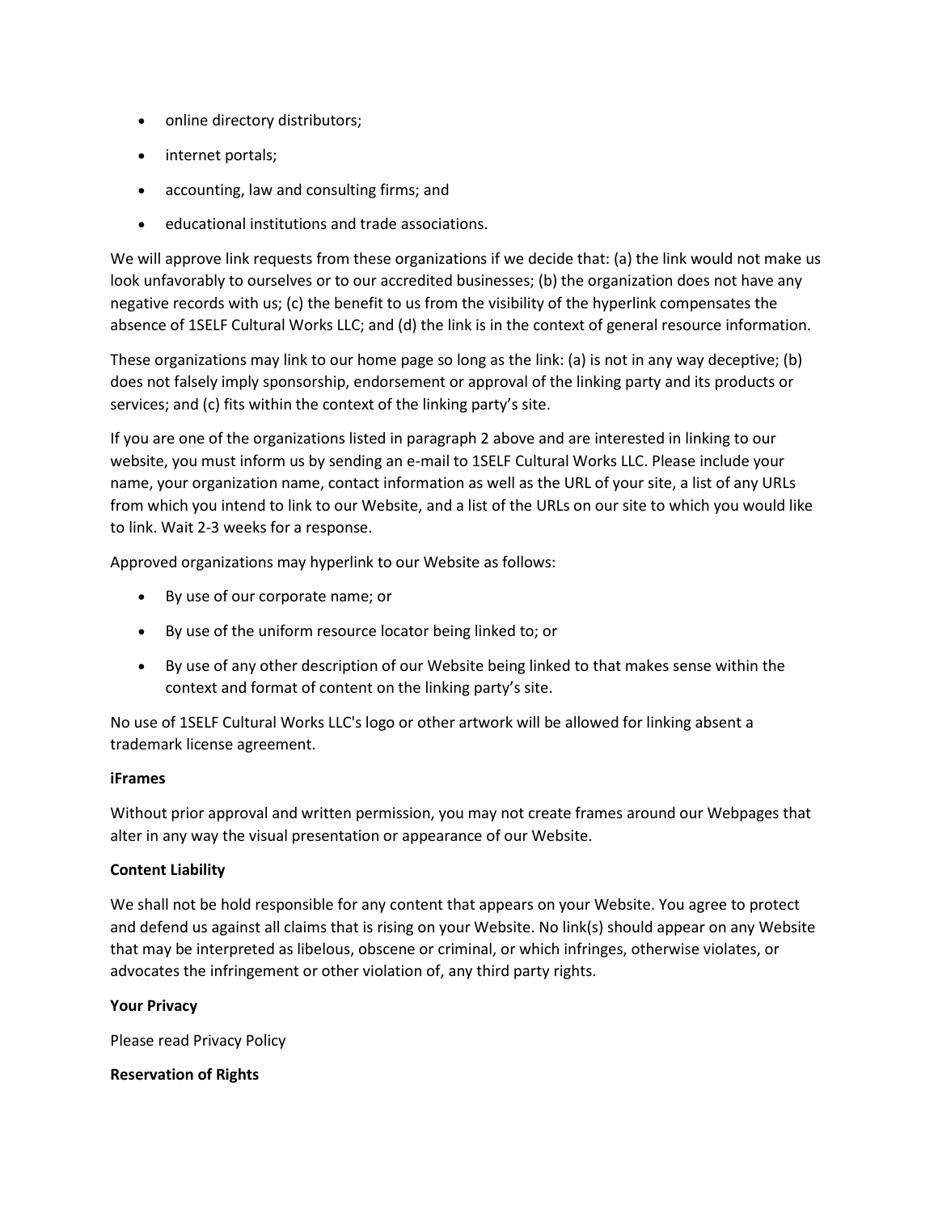- online directory distributors;
- internet portals;
- accounting, law and consulting firms; and
- educational institutions and trade associations.

We will approve link requests from these organizations if we decide that: (a) the link would not make us look unfavorably to ourselves or to our accredited businesses; (b) the organization does not have any negative records with us; (c) the benefit to us from the visibility of the hyperlink compensates the absence of 1SELF Cultural Works LLC; and (d) the link is in the context of general resource information.

These organizations may link to our home page so long as the link: (a) is not in any way deceptive; (b) does not falsely imply sponsorship, endorsement or approval of the linking party and its products or services; and (c) fits within the context of the linking party's site.

If you are one of the organizations listed in paragraph 2 above and are interested in linking to our website, you must inform us by sending an e-mail to 1SELF Cultural Works LLC. Please include your name, your organization name, contact information as well as the URL of your site, a list of any URLs from which you intend to link to our Website, and a list of the URLs on our site to which you would like to link. Wait 2-3 weeks for a response.

Approved organizations may hyperlink to our Website as follows:

- By use of our corporate name; or
- By use of the uniform resource locator being linked to; or
- By use of any other description of our Website being linked to that makes sense within the context and format of content on the linking party's site.

No use of 1SELF Cultural Works LLC's logo or other artwork will be allowed for linking absent a trademark license agreement.

**iFrames**

Without prior approval and written permission, you may not create frames around our Webpages that alter in any way the visual presentation or appearance of our Website.

**Content Liability**

We shall not be hold responsible for any content that appears on your Website. You agree to protect and defend us against all claims that is rising on your Website. No link(s) should appear on any Website that may be interpreted as libelous, obscene or criminal, or which infringes, otherwise violates, or advocates the infringement or other violation of, any third party rights.

**Your Privacy**

Please read Privacy Policy

**Reservation of Rights**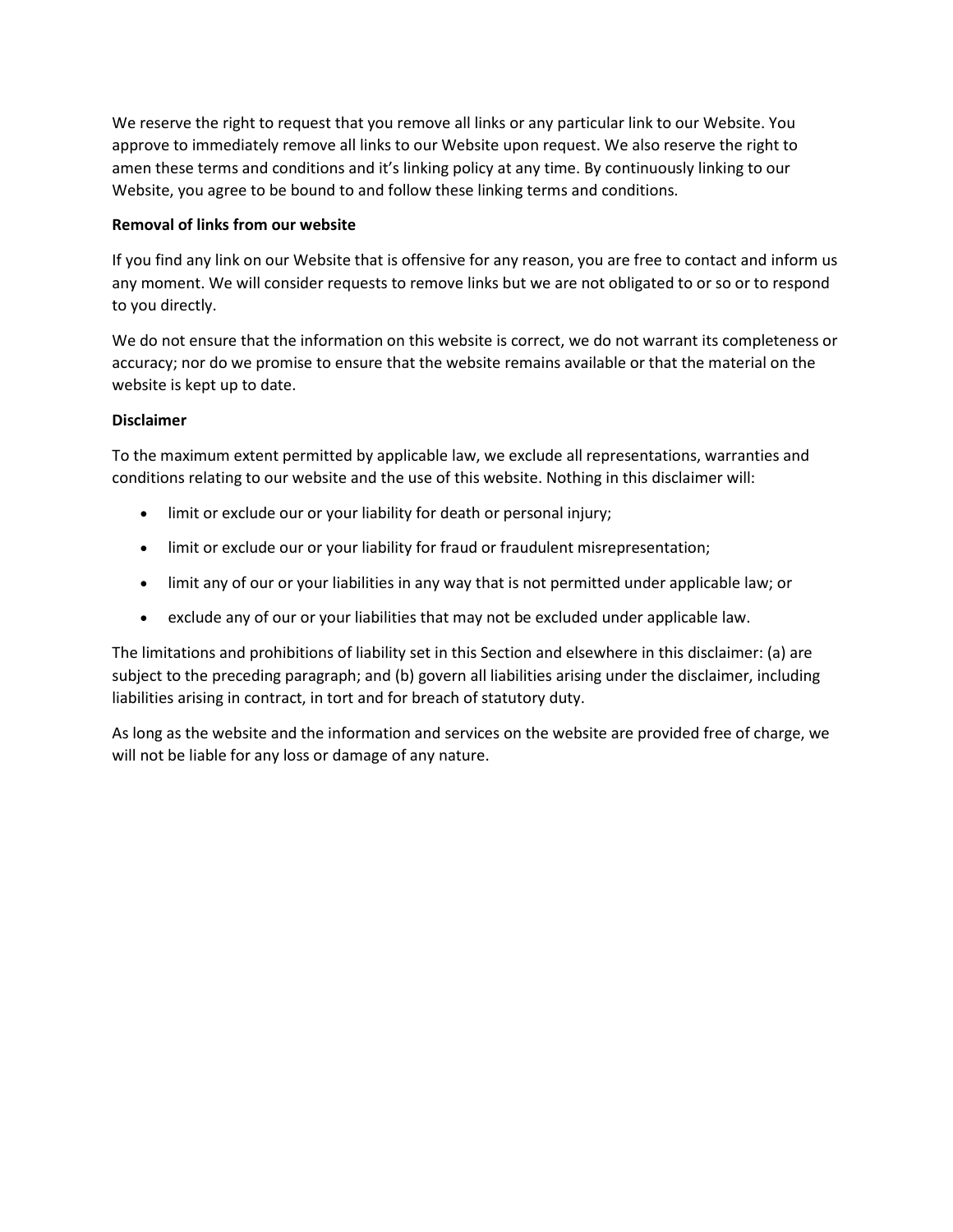We reserve the right to request that you remove all links or any particular link to our Website. You approve to immediately remove all links to our Website upon request. We also reserve the right to amen these terms and conditions and it's linking policy at any time. By continuously linking to our Website, you agree to be bound to and follow these linking terms and conditions.

**Removal of links from our website**

If you find any link on our Website that is offensive for any reason, you are free to contact and inform us any moment. We will consider requests to remove links but we are not obligated to or so or to respond to you directly.

We do not ensure that the information on this website is correct, we do not warrant its completeness or accuracy; nor do we promise to ensure that the website remains available or that the material on the website is kept up to date.

**Disclaimer**

To the maximum extent permitted by applicable law, we exclude all representations, warranties and conditions relating to our website and the use of this website. Nothing in this disclaimer will:

- limit or exclude our or your liability for death or personal injury;
- limit or exclude our or your liability for fraud or fraudulent misrepresentation;
- limit any of our or your liabilities in any way that is not permitted under applicable law; or
- exclude any of our or your liabilities that may not be excluded under applicable law.

The limitations and prohibitions of liability set in this Section and elsewhere in this disclaimer: (a) are subject to the preceding paragraph; and (b) govern all liabilities arising under the disclaimer, including liabilities arising in contract, in tort and for breach of statutory duty.

As long as the website and the information and services on the website are provided free of charge, we will not be liable for any loss or damage of any nature.